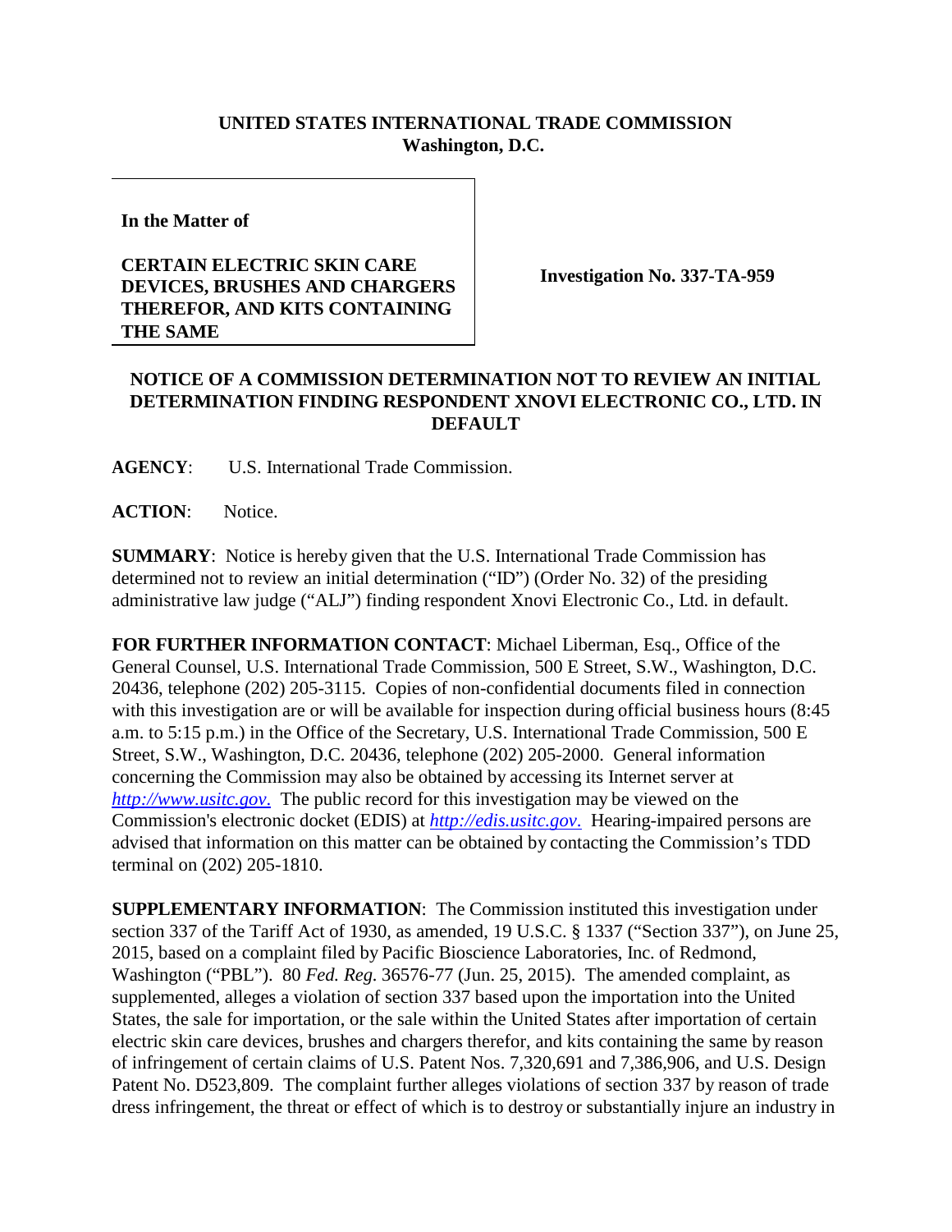**UNITED STATES INTERNATIONAL TRADE COMMISSION**
**Washington, D.C.**

**In the Matter of**

**CERTAIN ELECTRIC SKIN CARE DEVICES, BRUSHES AND CHARGERS THEREFOR, AND KITS CONTAINING THE SAME**

**Investigation No. 337-TA-959**

**NOTICE OF A COMMISSION DETERMINATION NOT TO REVIEW AN INITIAL DETERMINATION FINDING RESPONDENT XNOVI ELECTRONIC CO., LTD. IN DEFAULT**

**AGENCY**: U.S. International Trade Commission.

**ACTION**: Notice.

**SUMMARY**: Notice is hereby given that the U.S. International Trade Commission has determined not to review an initial determination ("ID") (Order No. 32) of the presiding administrative law judge ("ALJ") finding respondent Xnovi Electronic Co., Ltd. in default.

**FOR FURTHER INFORMATION CONTACT**: Michael Liberman, Esq., Office of the General Counsel, U.S. International Trade Commission, 500 E Street, S.W., Washington, D.C. 20436, telephone (202) 205-3115. Copies of non-confidential documents filed in connection with this investigation are or will be available for inspection during official business hours (8:45 a.m. to 5:15 p.m.) in the Office of the Secretary, U.S. International Trade Commission, 500 E Street, S.W., Washington, D.C. 20436, telephone (202) 205-2000. General information concerning the Commission may also be obtained by accessing its Internet server at *http://www.usitc.gov*. The public record for this investigation may be viewed on the Commission's electronic docket (EDIS) at *http://edis.usitc.gov*. Hearing-impaired persons are advised that information on this matter can be obtained by contacting the Commission's TDD terminal on (202) 205-1810.

**SUPPLEMENTARY INFORMATION**: The Commission instituted this investigation under section 337 of the Tariff Act of 1930, as amended, 19 U.S.C. § 1337 ("Section 337"), on June 25, 2015, based on a complaint filed by Pacific Bioscience Laboratories, Inc. of Redmond, Washington ("PBL"). 80 *Fed. Reg.* 36576-77 (Jun. 25, 2015). The amended complaint, as supplemented, alleges a violation of section 337 based upon the importation into the United States, the sale for importation, or the sale within the United States after importation of certain electric skin care devices, brushes and chargers therefor, and kits containing the same by reason of infringement of certain claims of U.S. Patent Nos. 7,320,691 and 7,386,906, and U.S. Design Patent No. D523,809. The complaint further alleges violations of section 337 by reason of trade dress infringement, the threat or effect of which is to destroy or substantially injure an industry in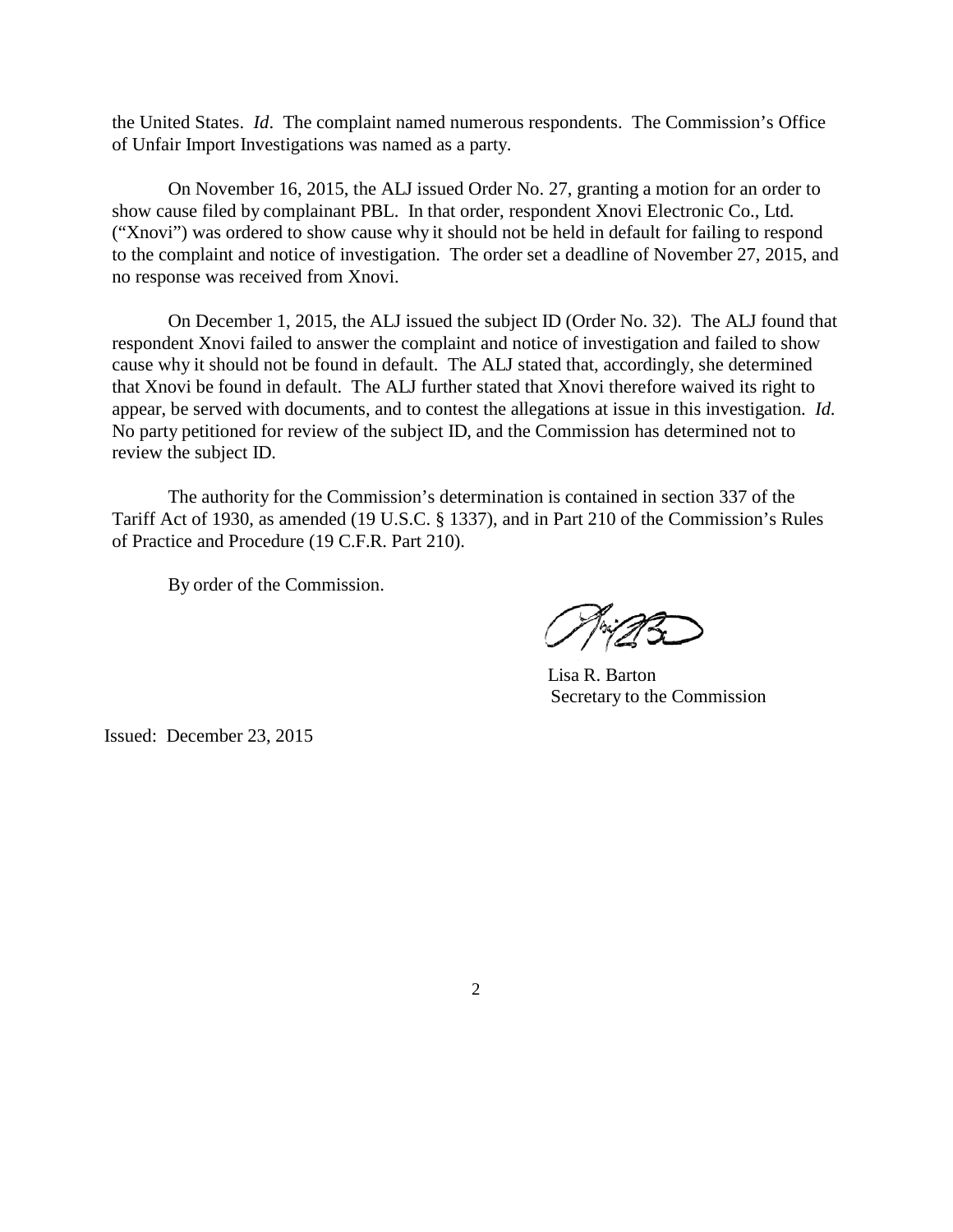the United States. *Id*. The complaint named numerous respondents. The Commission's Office of Unfair Import Investigations was named as a party.

On November 16, 2015, the ALJ issued Order No. 27, granting a motion for an order to show cause filed by complainant PBL. In that order, respondent Xnovi Electronic Co., Ltd. ("Xnovi") was ordered to show cause why it should not be held in default for failing to respond to the complaint and notice of investigation. The order set a deadline of November 27, 2015, and no response was received from Xnovi.

On December 1, 2015, the ALJ issued the subject ID (Order No. 32). The ALJ found that respondent Xnovi failed to answer the complaint and notice of investigation and failed to show cause why it should not be found in default. The ALJ stated that, accordingly, she determined that Xnovi be found in default. The ALJ further stated that Xnovi therefore waived its right to appear, be served with documents, and to contest the allegations at issue in this investigation. *Id.* No party petitioned for review of the subject ID, and the Commission has determined not to review the subject ID.

The authority for the Commission's determination is contained in section 337 of the Tariff Act of 1930, as amended (19 U.S.C. § 1337), and in Part 210 of the Commission's Rules of Practice and Procedure (19 C.F.R. Part 210).

By order of the Commission.

Lisa R. Barton
Secretary to the Commission

Issued: December 23, 2015